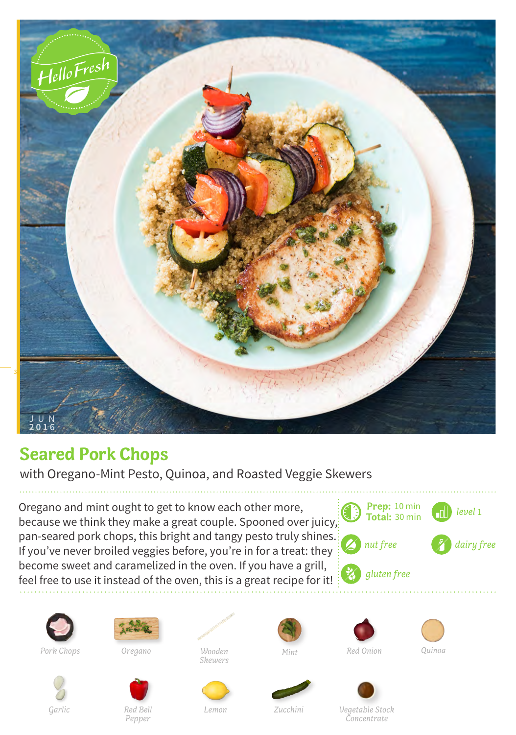JUN 2016

# Seared Pork Chops

with Oregano-Mint Pesto, Quinoa, and Roasted Veggie Skewers

Oregano and mint ought to get to know each other more, because we think they make a great couple. Spooned over juicy, pan-seared pork chops, this bright and tangy pesto truly shines. If you've never broiled veggies before, you're in for a treat: they become sweet and caramelized in the oven. If you have a grill, feel free to use it instead of the oven, this is a great recipe for it!

**Prep:** 10 min
**Total:** 30 min

*level* 1

*nut free*

*dairy free*

*gluten free*

- Pork Chops
- Oregano
- Wooden Skewers
- Mint
- Red Onion
- Quinoa
- Garlic
- Red Bell Pepper
- Lemon
- Zucchini
- Vegetable Stock Concentrate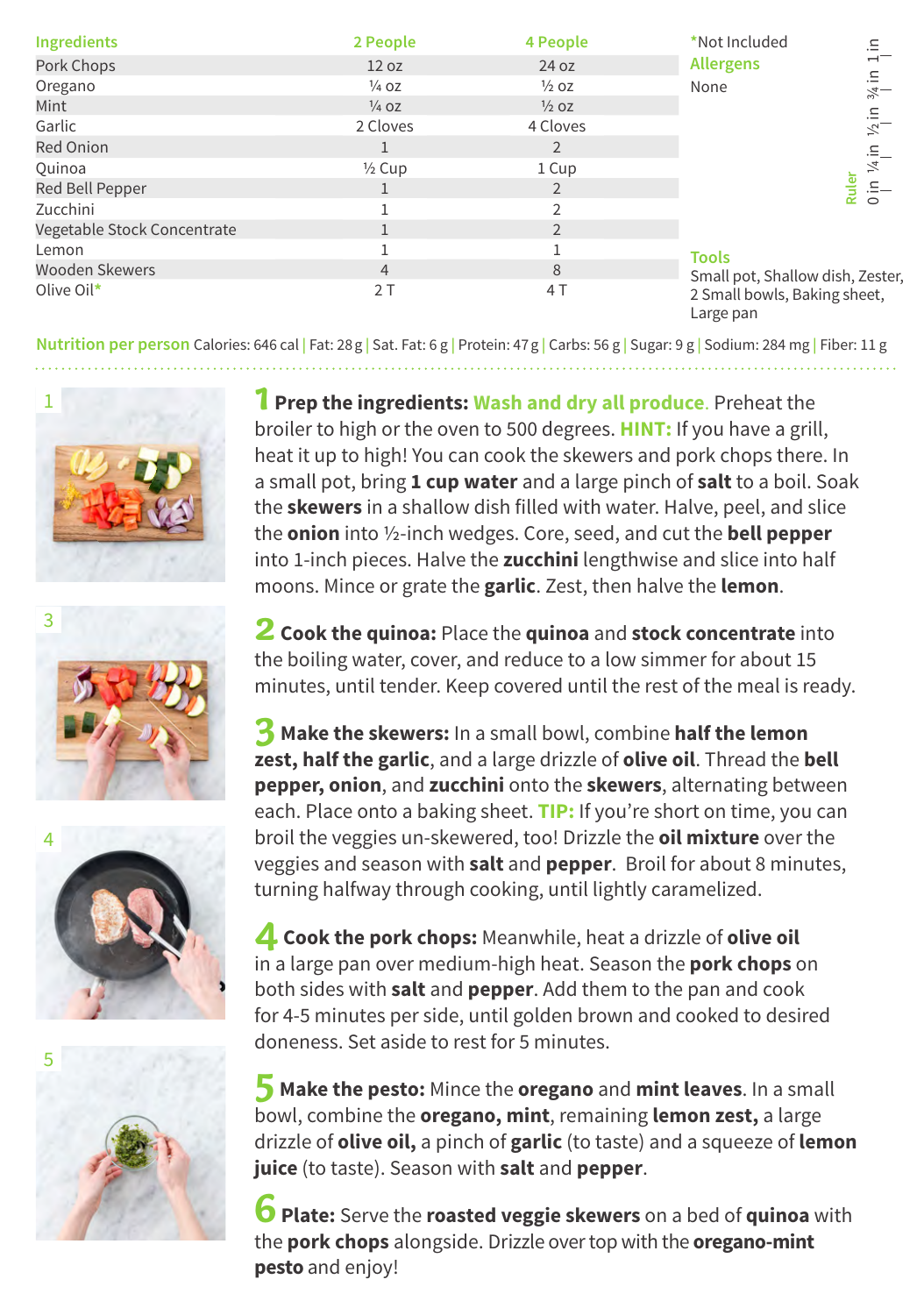| Ingredients | 2 People | 4 People |
|---|---|---|
| Pork Chops | 12 oz | 24 oz |
| Oregano | ¼ oz | ½ oz |
| Mint | ¼ oz | ½ oz |
| Garlic | 2 Cloves | 4 Cloves |
| Red Onion | 1 | 2 |
| Quinoa | ½ Cup | 1 Cup |
| Red Bell Pepper | 1 | 2 |
| Zucchini | 1 | 2 |
| Vegetable Stock Concentrate | 1 | 2 |
| Lemon | 1 | 1 |
| Wooden Skewers | 4 | 8 |
| Olive Oil* | 2 T | 4 T |

*Not Included

**Allergens**

None

Ruler

0 in ¼ in ½ in ¾ in 1 in

**Tools**

Small pot, Shallow dish, Zester, 2 Small bowls, Baking sheet, Large pan

**Nutrition per person** Calories: 646 cal | Fat: 28 g | Sat. Fat: 6 g | Protein: 47 g | Carbs: 56 g | Sugar: 9 g | Sodium: 284 mg | Fiber: 11 g

1

3

4

5

**1 Prep the ingredients:** **Wash and dry all produce**. Preheat the broiler to high or the oven to 500 degrees. **HINT:** If you have a grill, heat it up to high! You can cook the skewers and pork chops there. In a small pot, bring **1 cup water** and a large pinch of **salt** to a boil. Soak the **skewers** in a shallow dish filled with water. Halve, peel, and slice the **onion** into ½-inch wedges. Core, seed, and cut the **bell pepper** into 1-inch pieces. Halve the **zucchini** lengthwise and slice into half moons. Mince or grate the **garlic**. Zest, then halve the **lemon**.

**2 Cook the quinoa:** Place the **quinoa** and **stock concentrate** into the boiling water, cover, and reduce to a low simmer for about 15 minutes, until tender. Keep covered until the rest of the meal is ready.

**3 Make the skewers:** In a small bowl, combine **half the lemon zest, half the garlic**, and a large drizzle of **olive oil**. Thread the **bell pepper, onion**, and **zucchini** onto the **skewers**, alternating between each. Place onto a baking sheet. **TIP:** If you're short on time, you can broil the veggies un-skewered, too! Drizzle the **oil mixture** over the veggies and season with **salt** and **pepper**. Broil for about 8 minutes, turning halfway through cooking, until lightly caramelized.

**4 Cook the pork chops:** Meanwhile, heat a drizzle of **olive oil** in a large pan over medium-high heat. Season the **pork chops** on both sides with **salt** and **pepper**. Add them to the pan and cook for 4-5 minutes per side, until golden brown and cooked to desired doneness. Set aside to rest for 5 minutes.

**5 Make the pesto:** Mince the **oregano** and **mint leaves**. In a small bowl, combine the **oregano, mint**, remaining **lemon zest,** a large drizzle of **olive oil,** a pinch of **garlic** (to taste) and a squeeze of **lemon juice** (to taste). Season with **salt** and **pepper**.

**6 Plate:** Serve the **roasted veggie skewers** on a bed of **quinoa** with the **pork chops** alongside. Drizzle over top with the **oregano-mint pesto** and enjoy!